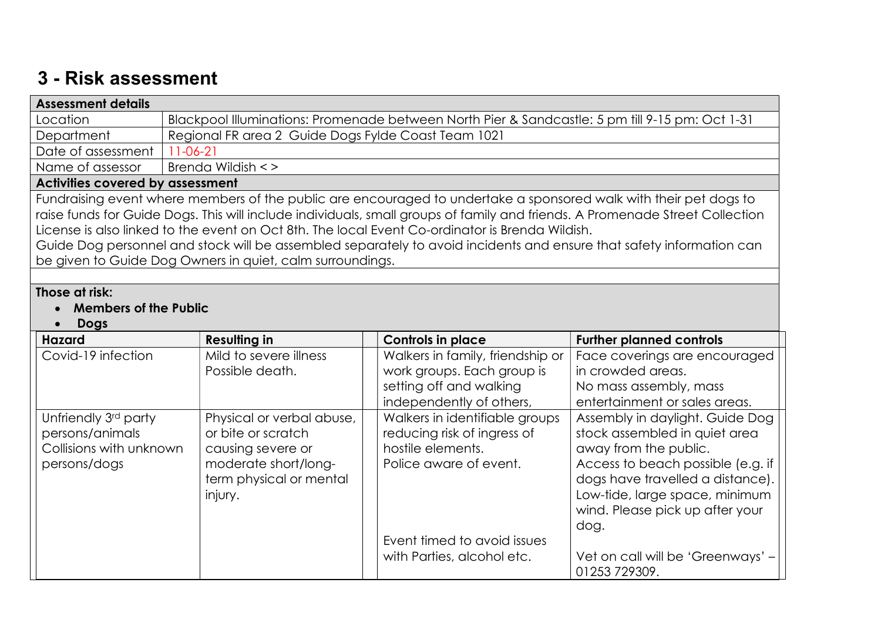# 3 - Risk assessment

| Assessment details | |
|---|---|
| Location | Blackpool Illuminations: Promenade between North Pier & Sandcastle: 5 pm till 9-15 pm: Oct 1-31 |
| Department | Regional FR area 2 Guide Dogs Fylde Coast Team 1021 |
| Date of assessment | 11-06-21 |
| Name of assessor | Brenda Wildish < > |

**Activities covered by assessment**

Fundraising event where members of the public are encouraged to undertake a sponsored walk with their pet dogs to raise funds for Guide Dogs. This will include individuals, small groups of family and friends. A Promenade Street Collection License is also linked to the event on Oct 8th. The local Event Co-ordinator is Brenda Wildish.

Guide Dog personnel and stock will be assembled separately to avoid incidents and ensure that safety information can be given to Guide Dog Owners in quiet, calm surroundings.

**Those at risk:**

- **Members of the Public**
- **Dogs**

| Hazard | Resulting in | Controls in place | Further planned controls |
|---|---|---|---|
| Covid-19 infection | Mild to severe illness<br>Possible death. | Walkers in family, friendship or work groups. Each group is setting off and walking independently of others, | Face coverings are encouraged in crowded areas.<br>No mass assembly, mass entertainment or sales areas. |
| Unfriendly 3rd party persons/animals<br>Collisions with unknown persons/dogs | Physical or verbal abuse, or bite or scratch causing severe or moderate short/long-term physical or mental injury. | Walkers in identifiable groups reducing risk of ingress of hostile elements.<br>Police aware of event.<br><br>Event timed to avoid issues with Parties, alcohol etc. | Assembly in daylight. Guide Dog stock assembled in quiet area away from the public.<br>Access to beach possible (e.g. if dogs have travelled a distance). Low-tide, large space, minimum wind. Please pick up after your dog.<br><br>Vet on call will be 'Greenways' – 01253 729309. |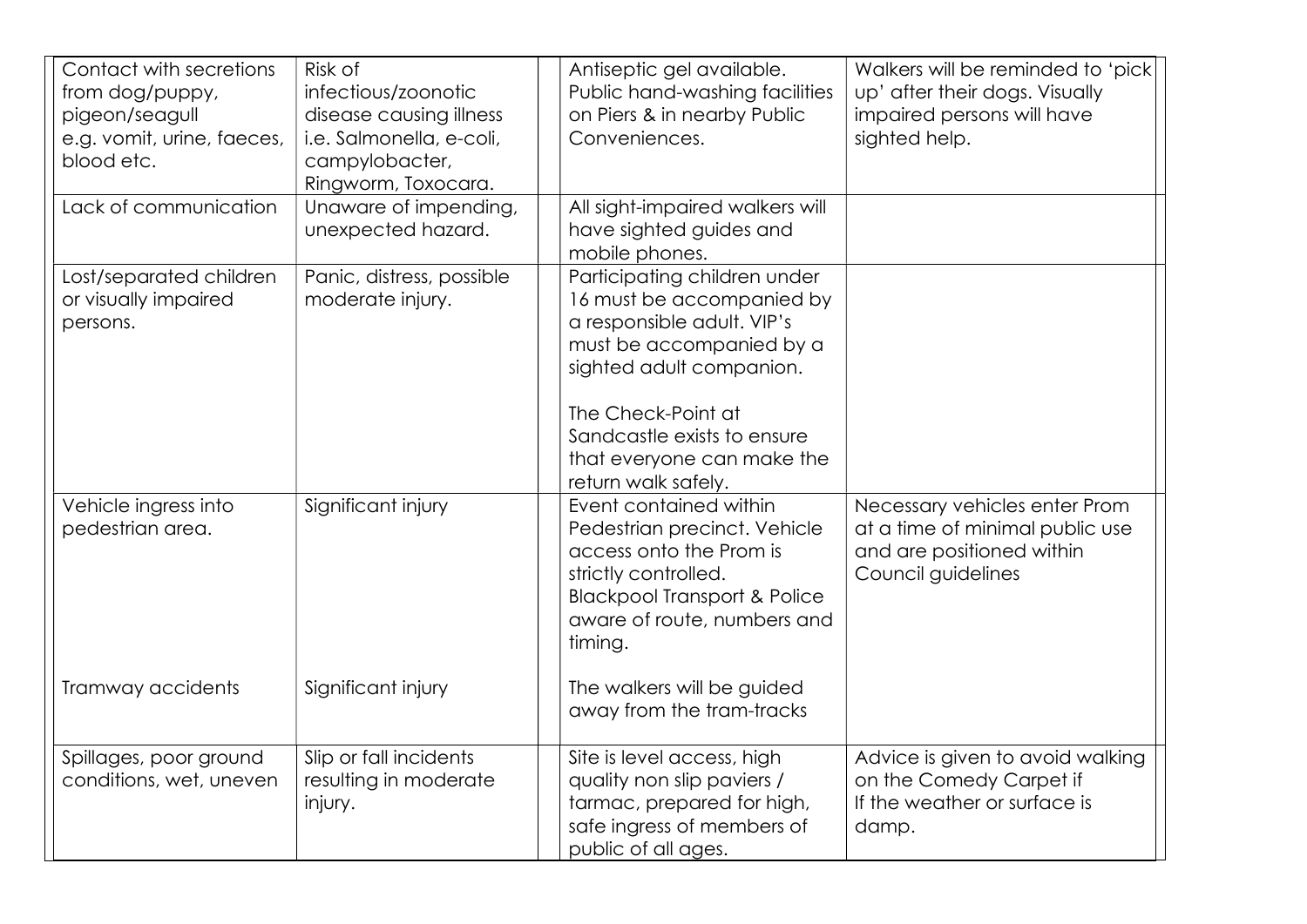| | | | | |
|---|---|---|---|---|
| Contact with secretions from dog/puppy, pigeon/seagull e.g. vomit, urine, faeces, blood etc. | Risk of infectious/zoonotic disease causing illness i.e. Salmonella, e-coli, campylobacter, Ringworm, Toxocara. | | Antiseptic gel available. Public hand-washing facilities on Piers & in nearby Public Conveniences. | Walkers will be reminded to 'pick up' after their dogs. Visually impaired persons will have sighted help. |
| Lack of communication | Unaware of impending, unexpected hazard. | | All sight-impaired walkers will have sighted guides and mobile phones. | |
| Lost/separated children or visually impaired persons. | Panic, distress, possible moderate injury. | | Participating children under 16 must be accompanied by a responsible adult. VIP's must be accompanied by a sighted adult companion.<br><br>The Check-Point at Sandcastle exists to ensure that everyone can make the return walk safely. | |
| Vehicle ingress into pedestrian area.<br><br>Tramway accidents | Significant injury<br><br>Significant injury | | Event contained within Pedestrian precinct. Vehicle access onto the Prom is strictly controlled. Blackpool Transport & Police aware of route, numbers and timing.<br><br>The walkers will be guided away from the tram-tracks | Necessary vehicles enter Prom at a time of minimal public use and are positioned within Council guidelines |
| Spillages, poor ground conditions, wet, uneven | Slip or fall incidents resulting in moderate injury. | | Site is level access, high quality non slip paviers / tarmac, prepared for high, safe ingress of members of public of all ages. | Advice is given to avoid walking on the Comedy Carpet if If the weather or surface is damp. |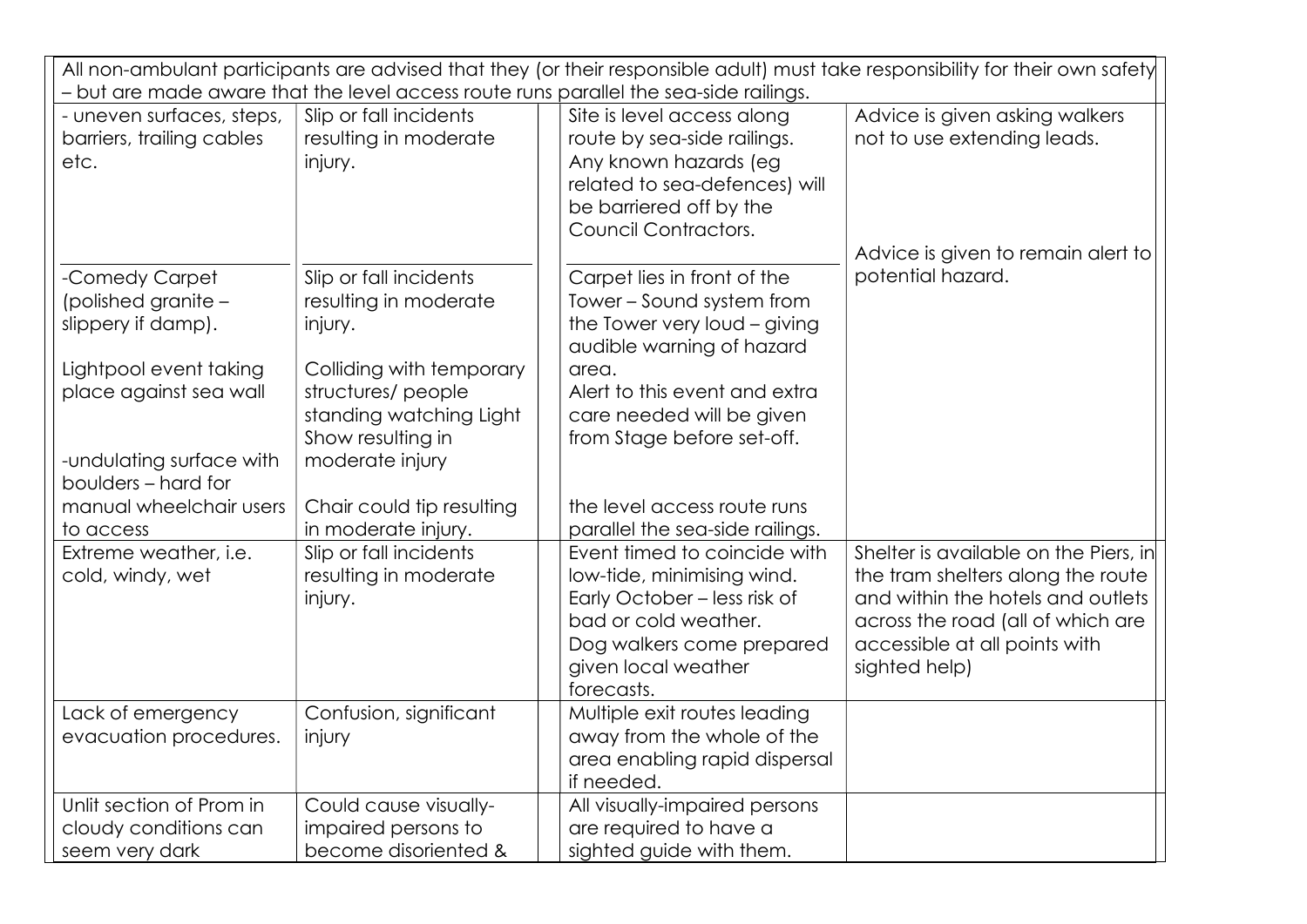| | | | |
|---|---|---|---|
| All non-ambulant participants are advised that they (or their responsible adult) must take responsibility for their own safety – but are made aware that the level access route runs parallel the sea-side railings. | | | |
| - uneven surfaces, steps, barriers, trailing cables etc. | Slip or fall incidents resulting in moderate injury. | Site is level access along route by sea-side railings. Any known hazards (eg related to sea-defences) will be barriered off by the Council Contractors. | Advice is given asking walkers not to use extending leads.<br><br>Advice is given to remain alert to potential hazard. |
| -Comedy Carpet (polished granite – slippery if damp).<br><br>Lightpool event taking place against sea wall<br><br>-undulating surface with boulders – hard for manual wheelchair users to access | Slip or fall incidents resulting in moderate injury.<br><br>Colliding with temporary structures/ people standing watching Light Show resulting in moderate injury<br><br>Chair could tip resulting in moderate injury. | Carpet lies in front of the Tower – Sound system from the Tower very loud – giving audible warning of hazard area.<br>Alert to this event and extra care needed will be given from Stage before set-off.<br><br>the level access route runs parallel the sea-side railings. | |
| Extreme weather, i.e. cold, windy, wet | Slip or fall incidents resulting in moderate injury. | Event timed to coincide with low-tide, minimising wind. Early October – less risk of bad or cold weather. Dog walkers come prepared given local weather forecasts. | Shelter is available on the Piers, in the tram shelters along the route and within the hotels and outlets across the road (all of which are accessible at all points with sighted help) |
| Lack of emergency evacuation procedures. | Confusion, significant injury | Multiple exit routes leading away from the whole of the area enabling rapid dispersal if needed. | |
| Unlit section of Prom in cloudy conditions can seem very dark | Could cause visually-impaired persons to become disoriented & | All visually-impaired persons are required to have a sighted guide with them. | |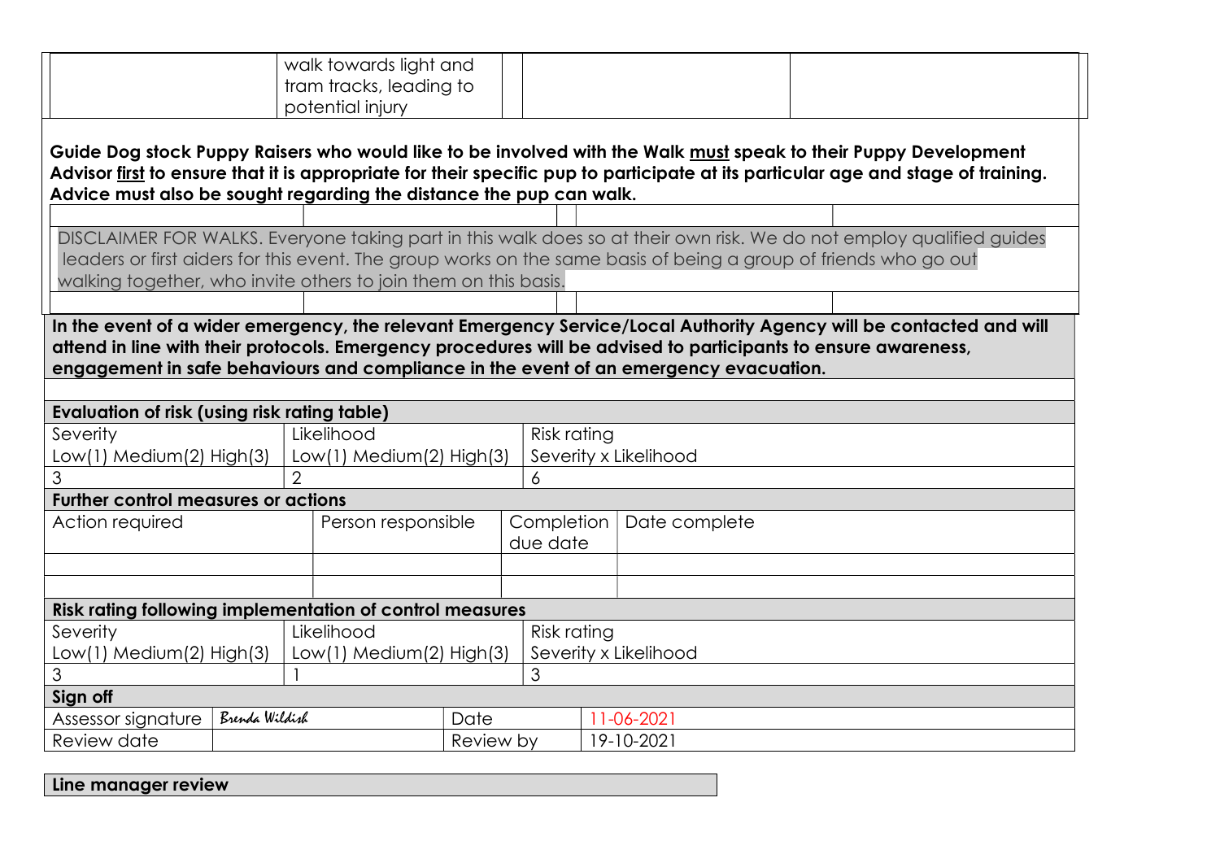| | | | |
|---|---|---|---|
| | walk towards light and tram tracks, leading to potential injury | | |

**Guide Dog stock Puppy Raisers who would like to be involved with the Walk must speak to their Puppy Development Advisor first to ensure that it is appropriate for their specific pup to participate at its particular age and stage of training. Advice must also be sought regarding the distance the pup can walk.**

DISCLAIMER FOR WALKS. Everyone taking part in this walk does so at their own risk. We do not employ qualified guides leaders or first aiders for this event. The group works on the same basis of being a group of friends who go out walking together, who invite others to join them on this basis.

**In the event of a wider emergency, the relevant Emergency Service/Local Authority Agency will be contacted and will attend in line with their protocols. Emergency procedures will be advised to participants to ensure awareness, engagement in safe behaviours and compliance in the event of an emergency evacuation.**

| **Evaluation of risk (using risk rating table)** | | |
|---|---|---|
| Severity<br>Low(1) Medium(2) High(3) | Likelihood<br>Low(1) Medium(2) High(3) | Risk rating<br>Severity x Likelihood |
| 3 | 2 | 6 |

| **Further control measures or actions** | | | |
|---|---|---|---|
| Action required | Person responsible | Completion due date | Date complete |
| | | | |
| | | | |

| **Risk rating following implementation of control measures** | | |
|---|---|---|
| Severity<br>Low(1) Medium(2) High(3) | Likelihood<br>Low(1) Medium(2) High(3) | Risk rating<br>Severity x Likelihood |
| 3 | 1 | 3 |

| **Sign off** | | | |
|---|---|---|---|
| Assessor signature | Brenda Wildish | Date | 11-06-2021 |
| Review date | | Review by | 19-10-2021 |

| **Line manager review** |
|---|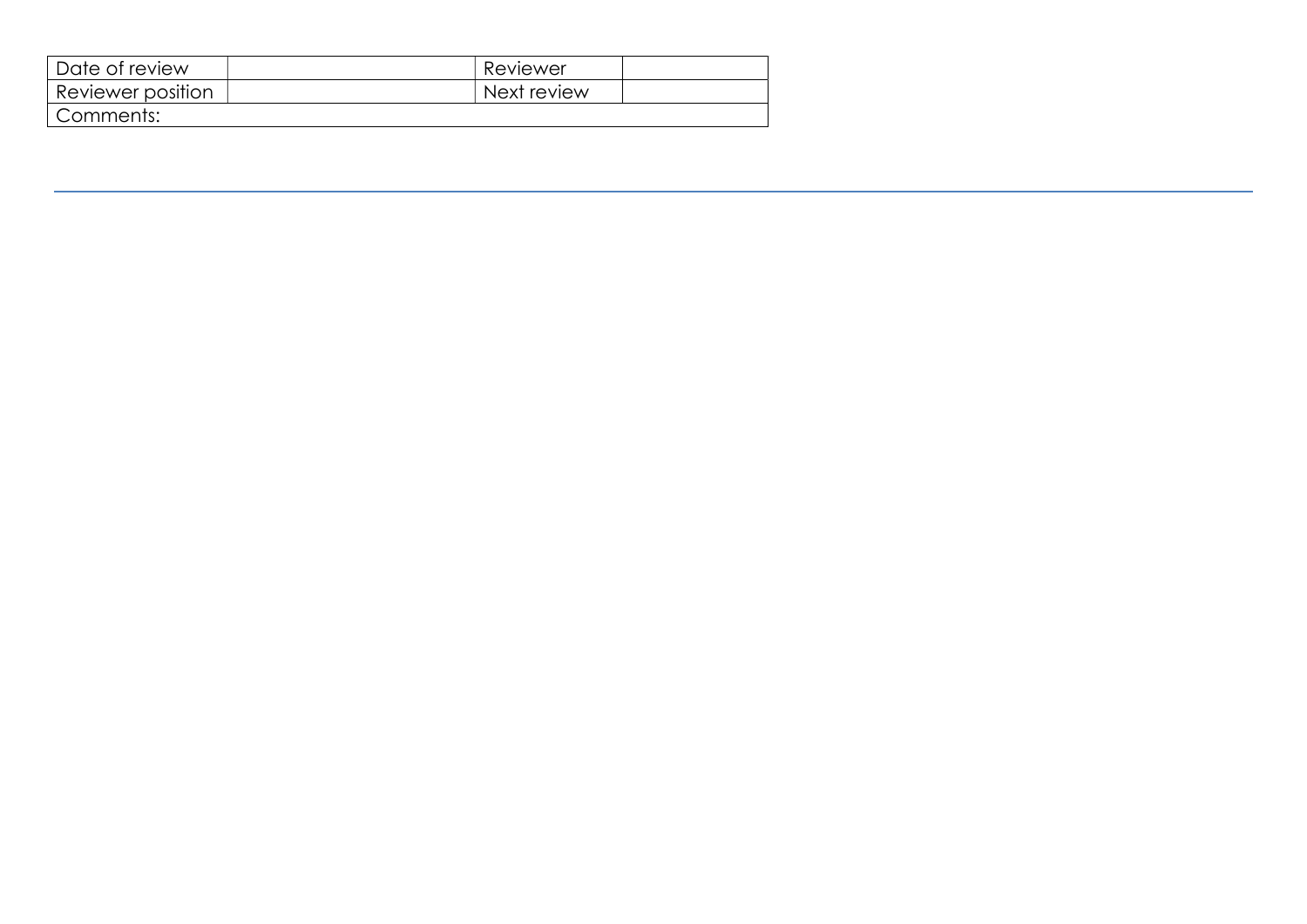| | | | |
|---|---|---|---|
| Date of review | | Reviewer | |
| Reviewer position | | Next review | |
| Comments: | | | |